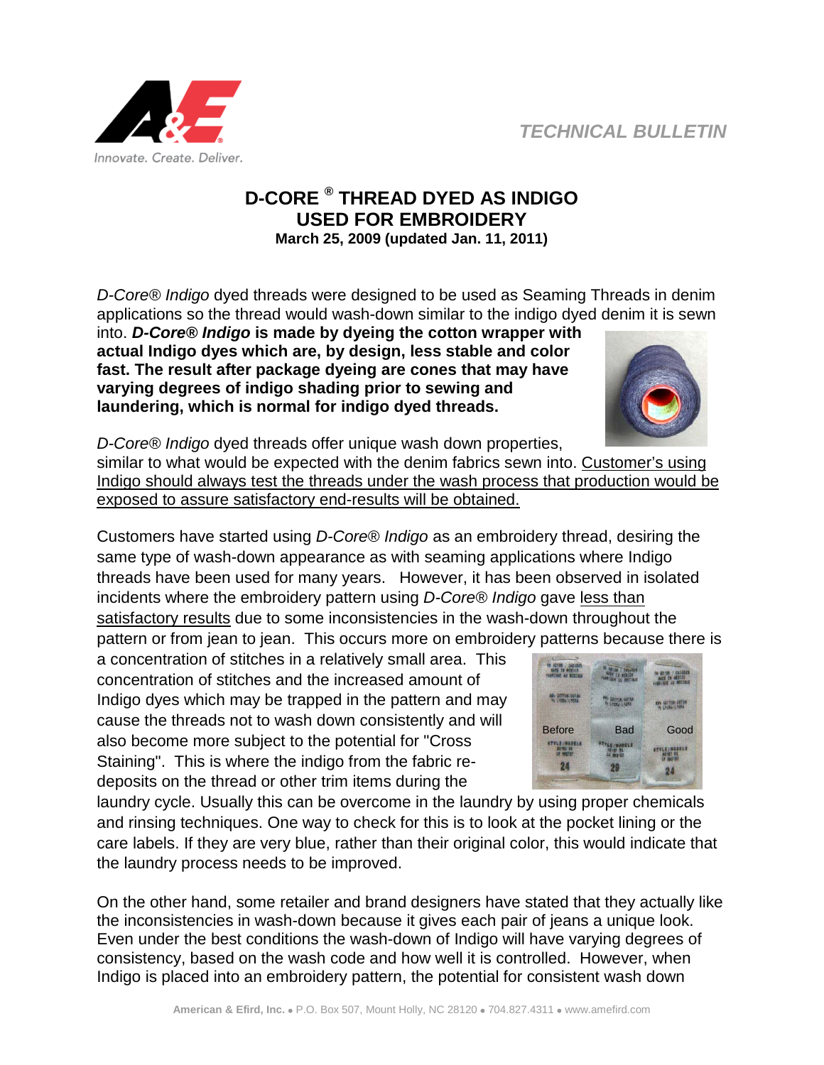TECHNICAL BULLETIN

# D-CORE ® THREAD DYED AS INDIGO USED FOR EMBROIDERY

**March 25, 2009 (updated Jan. 11, 2011)**

*D-Core® Indigo* dyed threads were designed to be used as Seaming Threads in denim applications so the thread would wash-down similar to the indigo dyed denim it is sewn into. ***D-Core® Indigo*** **is made by dyeing the cotton wrapper with actual Indigo dyes which are, by design, less stable and color fast. The result after package dyeing are cones that may have varying degrees of indigo shading prior to sewing and laundering, which is normal for indigo dyed threads.**

*D-Core® Indigo* dyed threads offer unique wash down properties, similar to what would be expected with the denim fabrics sewn into. <u>Customer's using Indigo should always test the threads under the wash process that production would be exposed to assure satisfactory end-results will be obtained.</u>

Customers have started using *D-Core® Indigo* as an embroidery thread, desiring the same type of wash-down appearance as with seaming applications where Indigo threads have been used for many years. However, it has been observed in isolated incidents where the embroidery pattern using *D-Core® Indigo* gave <u>less than satisfactory results</u> due to some inconsistencies in the wash-down throughout the pattern or from jean to jean. This occurs more on embroidery patterns because there is a concentration of stitches in a relatively small area. This concentration of stitches and the increased amount of Indigo dyes which may be trapped in the pattern and may cause the threads not to wash down consistently and will also become more subject to the potential for "Cross Staining". This is where the indigo from the fabric re-deposits on the thread or other trim items during the laundry cycle. Usually this can be overcome in the laundry by using proper chemicals and rinsing techniques. One way to check for this is to look at the pocket lining or the care labels. If they are very blue, rather than their original color, this would indicate that the laundry process needs to be improved.

Before Bad Good

On the other hand, some retailer and brand designers have stated that they actually like the inconsistencies in wash-down because it gives each pair of jeans a unique look. Even under the best conditions the wash-down of Indigo will have varying degrees of consistency, based on the wash code and how well it is controlled. However, when Indigo is placed into an embroidery pattern, the potential for consistent wash down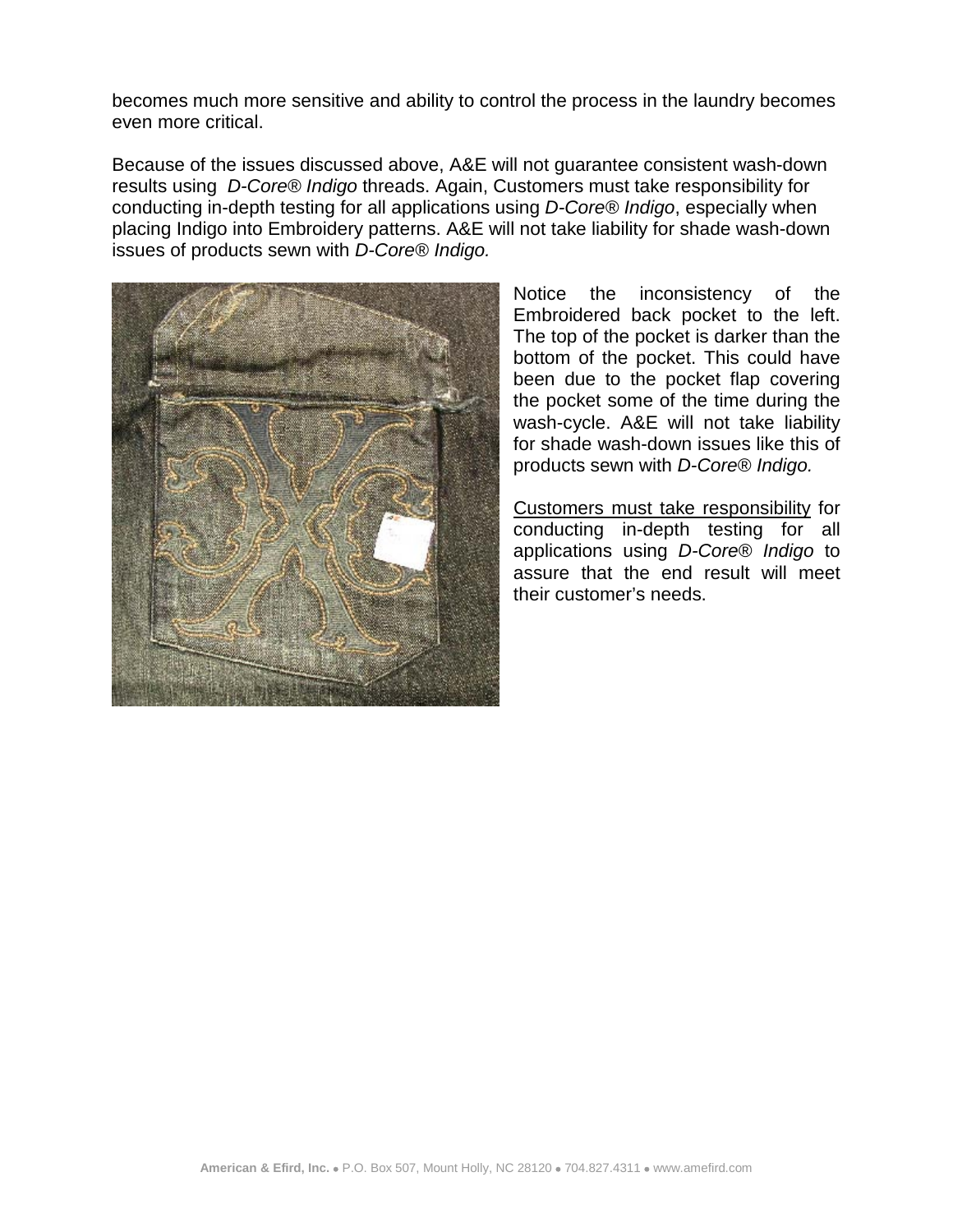becomes much more sensitive and ability to control the process in the laundry becomes even more critical.

Because of the issues discussed above, A&E will not guarantee consistent wash-down results using *D-Core® Indigo* threads. Again, Customers must take responsibility for conducting in-depth testing for all applications using *D-Core® Indigo*, especially when placing Indigo into Embroidery patterns. A&E will not take liability for shade wash-down issues of products sewn with *D-Core® Indigo.*

Notice the inconsistency of the Embroidered back pocket to the left. The top of the pocket is darker than the bottom of the pocket. This could have been due to the pocket flap covering the pocket some of the time during the wash-cycle. A&E will not take liability for shade wash-down issues like this of products sewn with *D-Core® Indigo.*

Customers must take responsibility for conducting in-depth testing for all applications using *D-Core® Indigo* to assure that the end result will meet their customer's needs.